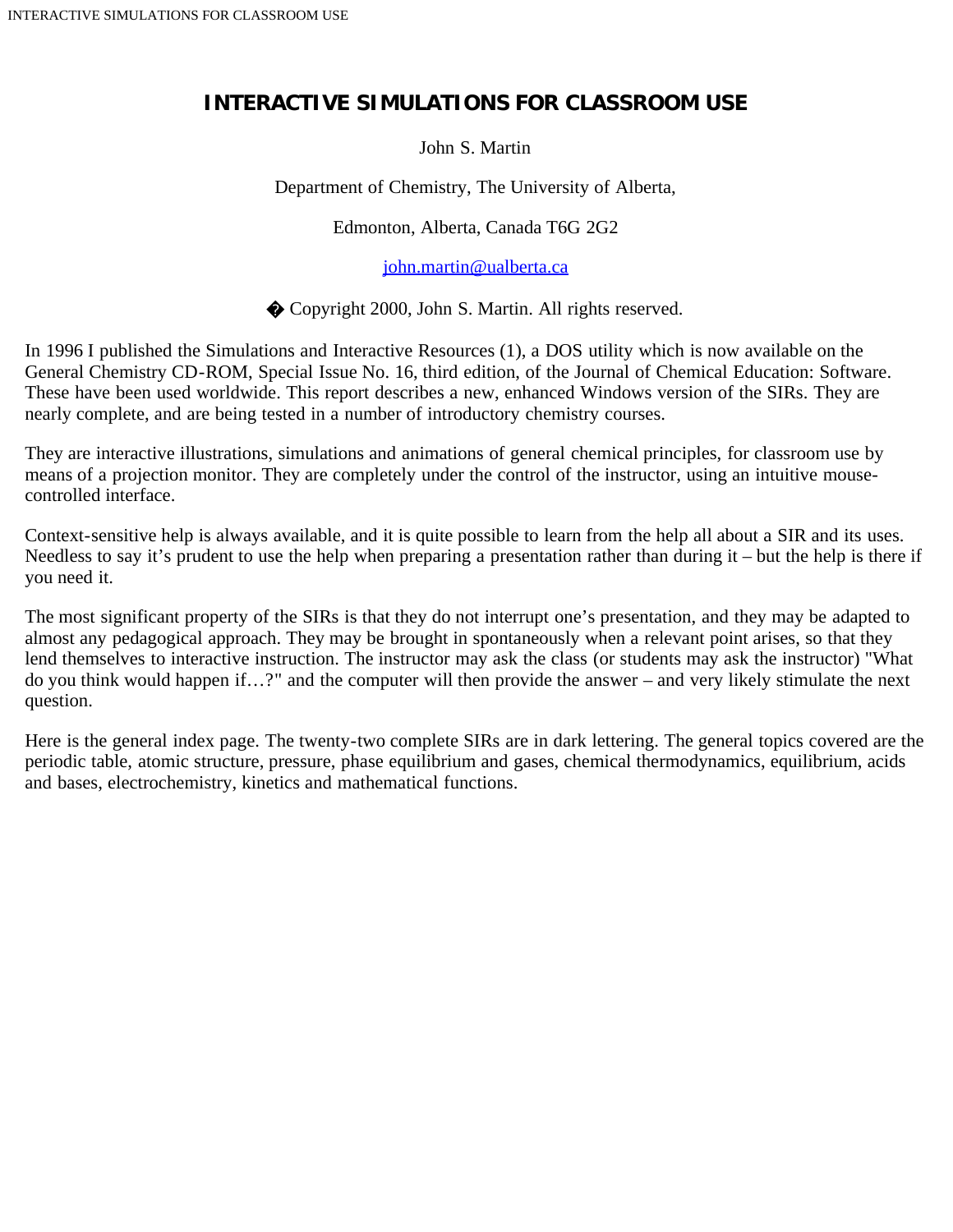# INTERACTIVE SIMULATIONS FOR CLASSROOM USE

John S. Martin

Department of Chemistry, The University of Alberta,

Edmonton, Alberta, Canada T6G 2G2

john.martin@ualberta.ca

� Copyright 2000, John S. Martin. All rights reserved.

In 1996 I published the Simulations and Interactive Resources (1), a DOS utility which is now available on the General Chemistry CD-ROM, Special Issue No. 16, third edition, of the Journal of Chemical Education: Software. These have been used worldwide. This report describes a new, enhanced Windows version of the SIRs. They are nearly complete, and are being tested in a number of introductory chemistry courses.

They are interactive illustrations, simulations and animations of general chemical principles, for classroom use by means of a projection monitor. They are completely under the control of the instructor, using an intuitive mouse-controlled interface.

Context-sensitive help is always available, and it is quite possible to learn from the help all about a SIR and its uses. Needless to say it's prudent to use the help when preparing a presentation rather than during it – but the help is there if you need it.

The most significant property of the SIRs is that they do not interrupt one's presentation, and they may be adapted to almost any pedagogical approach. They may be brought in spontaneously when a relevant point arises, so that they lend themselves to interactive instruction. The instructor may ask the class (or students may ask the instructor) "What do you think would happen if…?" and the computer will then provide the answer – and very likely stimulate the next question.

Here is the general index page. The twenty-two complete SIRs are in dark lettering. The general topics covered are the periodic table, atomic structure, pressure, phase equilibrium and gases, chemical thermodynamics, equilibrium, acids and bases, electrochemistry, kinetics and mathematical functions.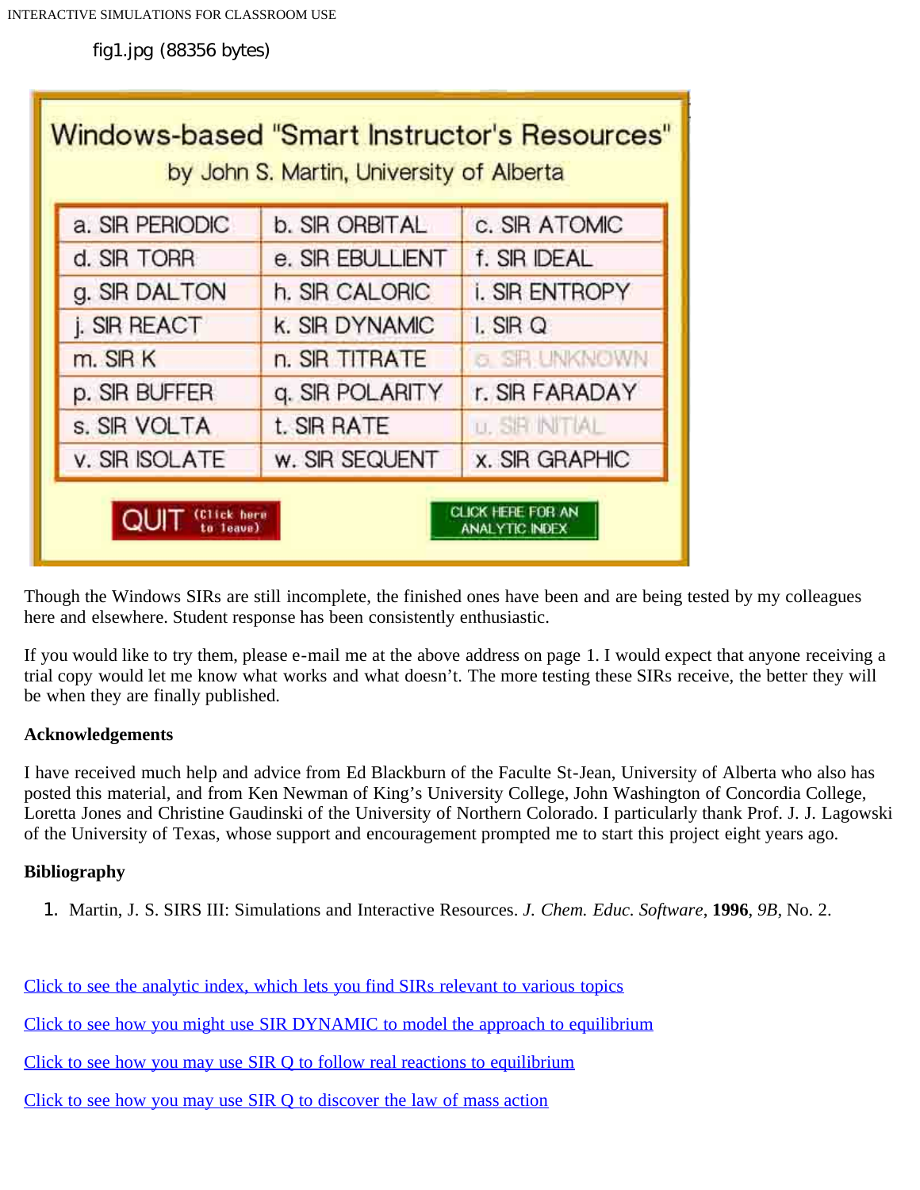fig1.jpg (88356 bytes)

Windows-based "Smart Instructor's Resources"
by John S. Martin, University of Alberta

| a. SIR PERIODIC | b. SIR ORBITAL | c. SIR ATOMIC |
|---|---|---|
| d. SIR TORR | e. SIR EBULLIENT | f. SIR IDEAL |
| g. SIR DALTON | h. SIR CALORIC | i. SIR ENTROPY |
| j. SIR REACT | k. SIR DYNAMIC | l. SIR Q |
| m. SIR K | n. SIR TITRATE | o. SIR UNKNOWN |
| p. SIR BUFFER | q. SIR POLARITY | r. SIR FARADAY |
| s. SIR VOLTA | t. SIR RATE | u. SIR INITIAL |
| v. SIR ISOLATE | w. SIR SEQUENT | x. SIR GRAPHIC |

QUIT (Click here to leave) CLICK HERE FOR AN ANALYTIC INDEX

Though the Windows SIRs are still incomplete, the finished ones have been and are being tested by my colleagues here and elsewhere. Student response has been consistently enthusiastic.

If you would like to try them, please e-mail me at the above address on page 1. I would expect that anyone receiving a trial copy would let me know what works and what doesn't. The more testing these SIRs receive, the better they will be when they are finally published.

**Acknowledgements**

I have received much help and advice from Ed Blackburn of the Faculte St-Jean, University of Alberta who also has posted this material, and from Ken Newman of King's University College, John Washington of Concordia College, Loretta Jones and Christine Gaudinski of the University of Northern Colorado. I particularly thank Prof. J. J. Lagowski of the University of Texas, whose support and encouragement prompted me to start this project eight years ago.

**Bibliography**

1. Martin, J. S. SIRS III: Simulations and Interactive Resources. *J. Chem. Educ. Software*, **1996**, *9B*, No. 2.

Click to see the analytic index, which lets you find SIRs relevant to various topics

Click to see how you might use SIR DYNAMIC to model the approach to equilibrium

Click to see how you may use SIR Q to follow real reactions to equilibrium

Click to see how you may use SIR Q to discover the law of mass action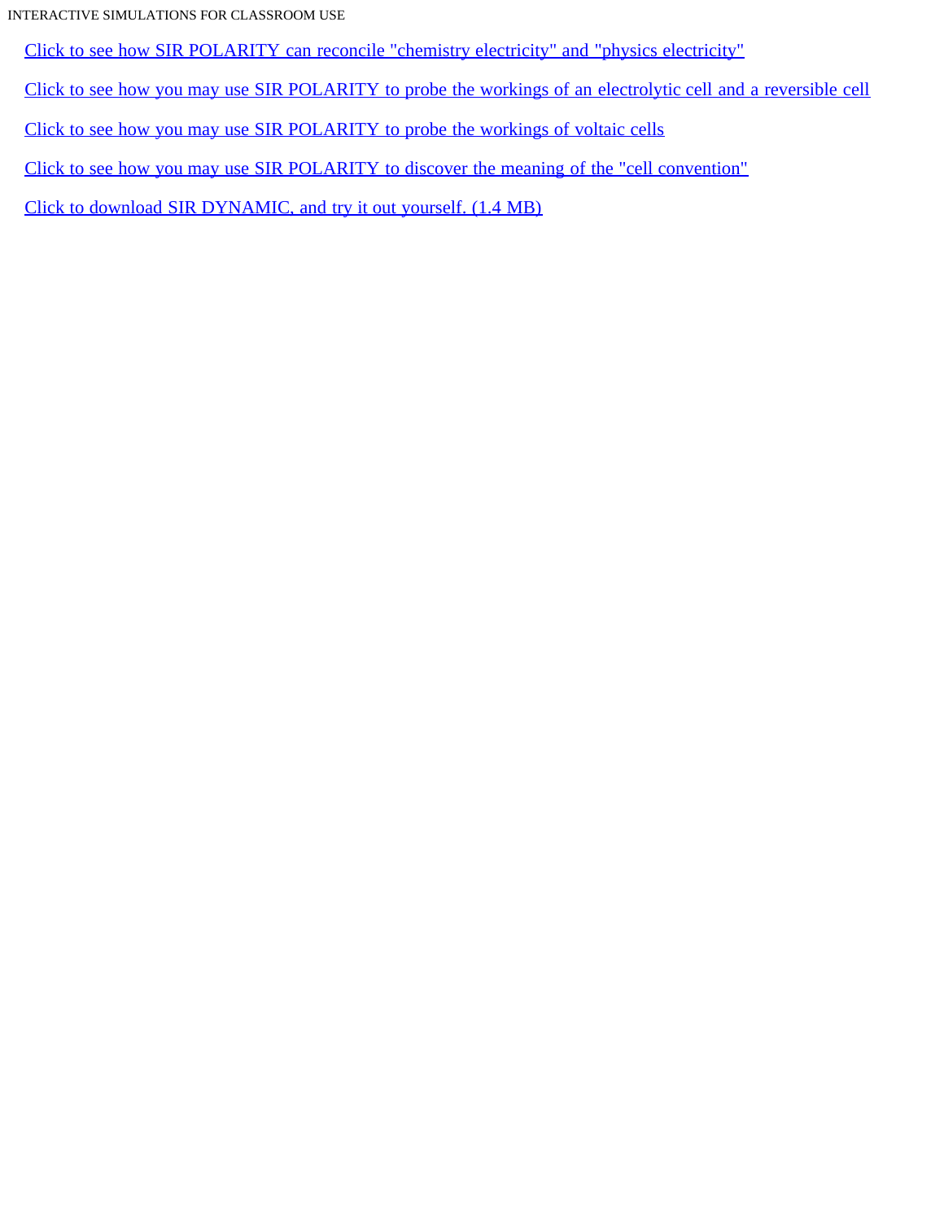INTERACTIVE SIMULATIONS FOR CLASSROOM USE

Click to see how SIR POLARITY can reconcile "chemistry electricity" and "physics electricity"

Click to see how you may use SIR POLARITY to probe the workings of an electrolytic cell and a reversible cell

Click to see how you may use SIR POLARITY to probe the workings of voltaic cells

Click to see how you may use SIR POLARITY to discover the meaning of the "cell convention"

Click to download SIR DYNAMIC, and try it out yourself. (1.4 MB)